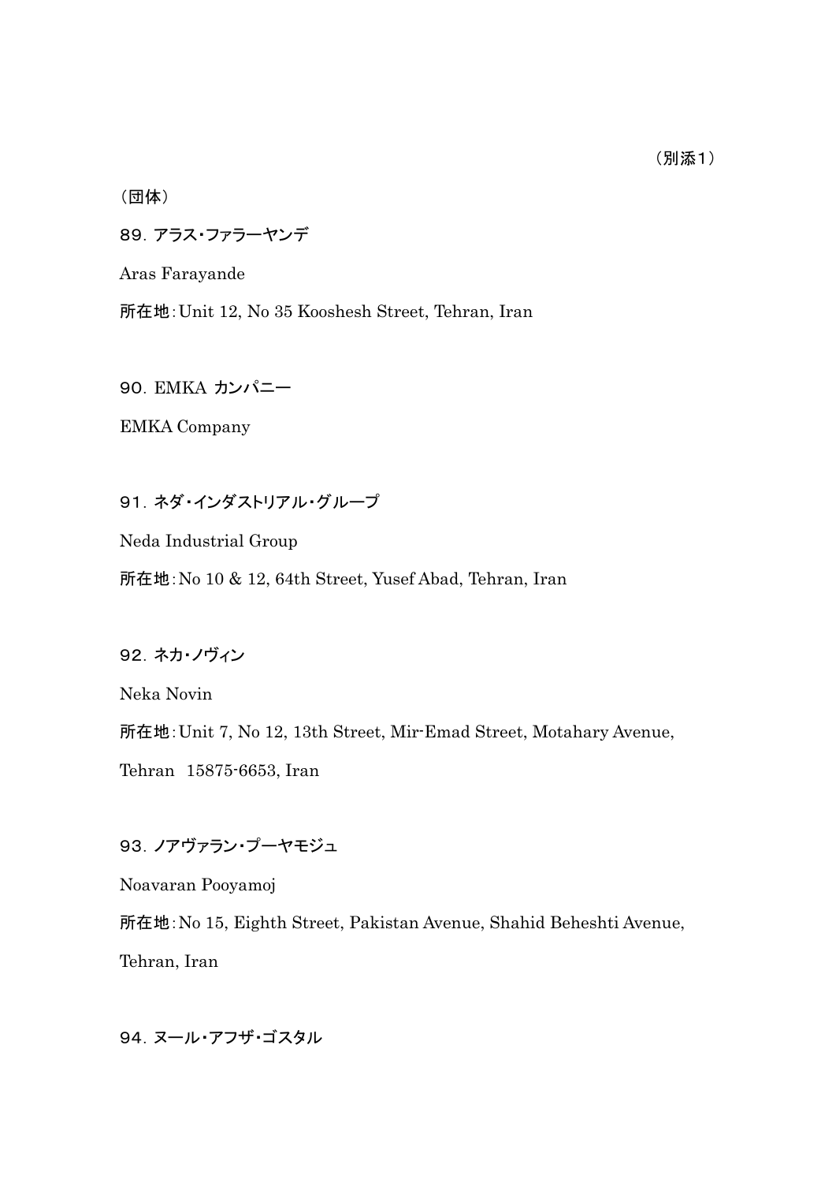（別添1）

（団体）

89．アラス・ファラーヤンデ

Aras Farayande

所在地：Unit 12, No 35 Kooshesh Street, Tehran, Iran

90．EMKA カンパニー

EMKA Company

91．ネダ・インダストリアル・グループ

Neda Industrial Group

所在地：No 10 & 12, 64th Street, Yusef Abad, Tehran, Iran

92．ネカ・ノヴィン

Neka Novin

所在地：Unit 7, No 12, 13th Street, Mir-Emad Street, Motahary Avenue, Tehran 15875-6653, Iran

93．ノアヴァラン・プーヤモジュ

Noavaran Pooyamoj

所在地：No 15, Eighth Street, Pakistan Avenue, Shahid Beheshti Avenue, Tehran, Iran

94．ヌール・アフザ・ゴスタル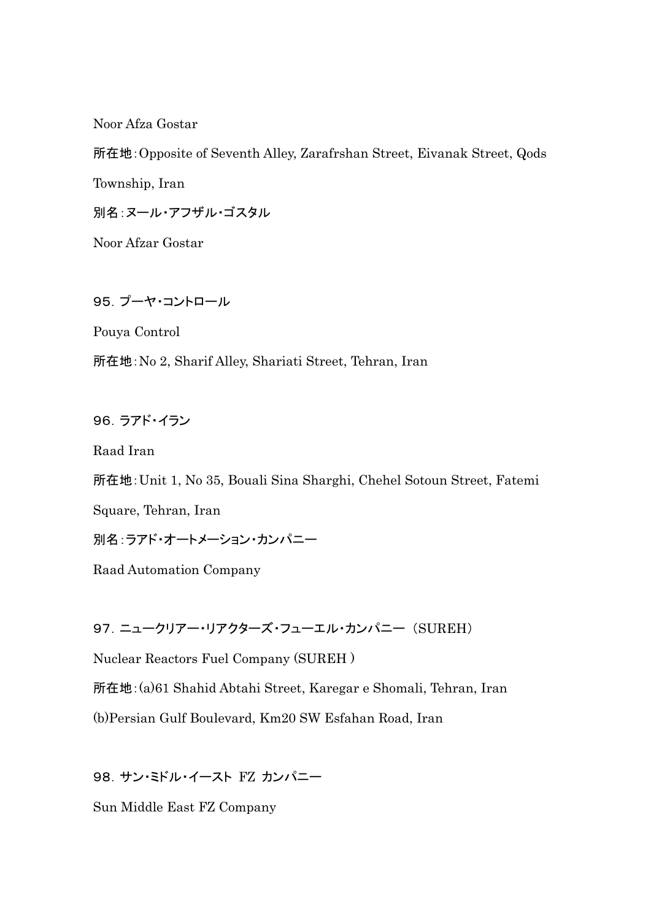Noor Afza Gostar

所在地：Opposite of Seventh Alley, Zarafrshan Street, Eivanak Street, Qods Township, Iran

別名：ヌール・アフザル・ゴスタル

Noor Afzar Gostar

95．プーヤ・コントロール

Pouya Control

所在地：No 2, Sharif Alley, Shariati Street, Tehran, Iran

96．ラアド・イラン

Raad Iran

所在地：Unit 1, No 35, Bouali Sina Sharghi, Chehel Sotoun Street, Fatemi Square, Tehran, Iran

別名：ラアド・オートメーション・カンパニー

Raad Automation Company

97．ニュークリアー・リアクターズ・フューエル・カンパニー（SUREH）

Nuclear Reactors Fuel Company (SUREH )

所在地：(a)61 Shahid Abtahi Street, Karegar e Shomali, Tehran, Iran

(b)Persian Gulf Boulevard, Km20 SW Esfahan Road, Iran

98．サン・ミドル・イースト FZ カンパニー

Sun Middle East FZ Company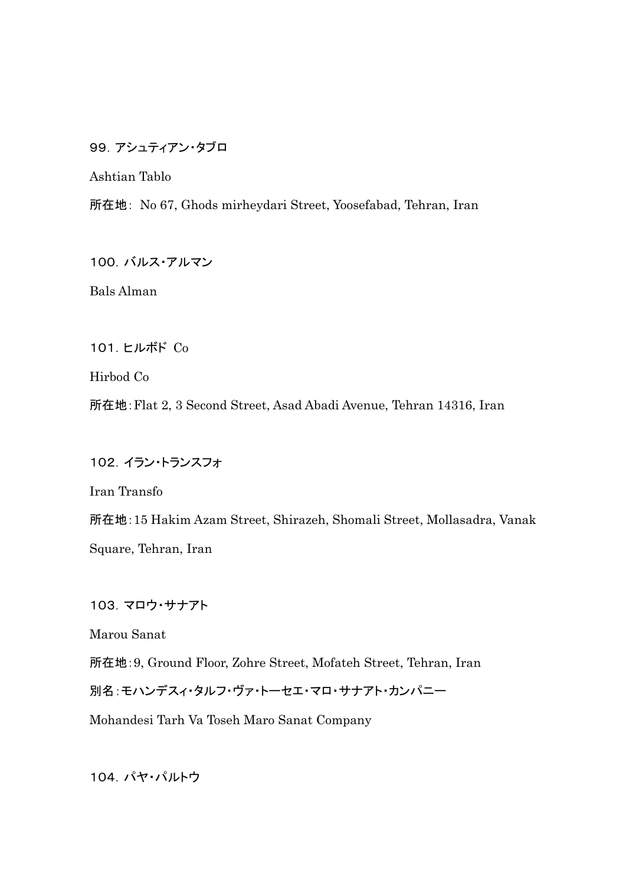99. アシュティアン・タブロ

Ashtian Tablo

所在地: No 67, Ghods mirheydari Street, Yoosefabad, Tehran, Iran

100. バルス・アルマン

Bals Alman

101. ヒルボド Co

Hirbod Co

所在地:Flat 2, 3 Second Street, Asad Abadi Avenue, Tehran 14316, Iran

102. イラン・トランスフォ

Iran Transfo

所在地:15 Hakim Azam Street, Shirazeh, Shomali Street, Mollasadra, Vanak Square, Tehran, Iran

103. マロウ・サナアト

Marou Sanat

所在地:9, Ground Floor, Zohre Street, Mofateh Street, Tehran, Iran

別名:モハンデスィ・タルフ・ヴァ・トーセエ・マロ・サナアト・カンパニー

Mohandesi Tarh Va Toseh Maro Sanat Company

104. パヤ・パルトウ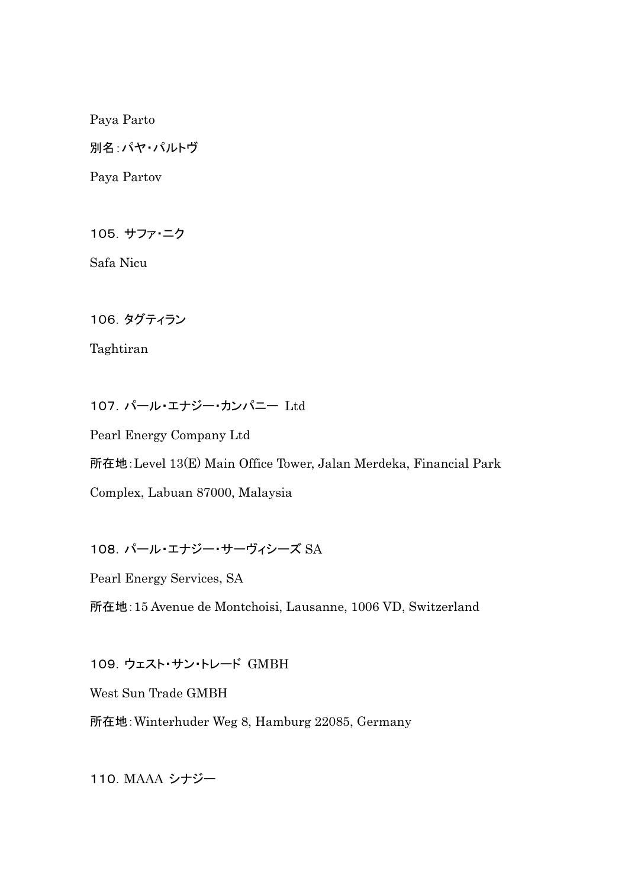Paya Parto

別名：パヤ・パルトヴ

Paya Partov

105．サファ・ニク

Safa Nicu

106．タグティラン

Taghtiran

107．パール・エナジー・カンパニー Ltd

Pearl Energy Company Ltd

所在地：Level 13(E) Main Office Tower, Jalan Merdeka, Financial Park Complex, Labuan 87000, Malaysia

108．パール・エナジー・サーヴィシーズ SA

Pearl Energy Services, SA

所在地：15 Avenue de Montchoisi, Lausanne, 1006 VD, Switzerland

109．ウェスト・サン・トレード GMBH

West Sun Trade GMBH

所在地：Winterhuder Weg 8, Hamburg 22085, Germany

110．MAAA シナジー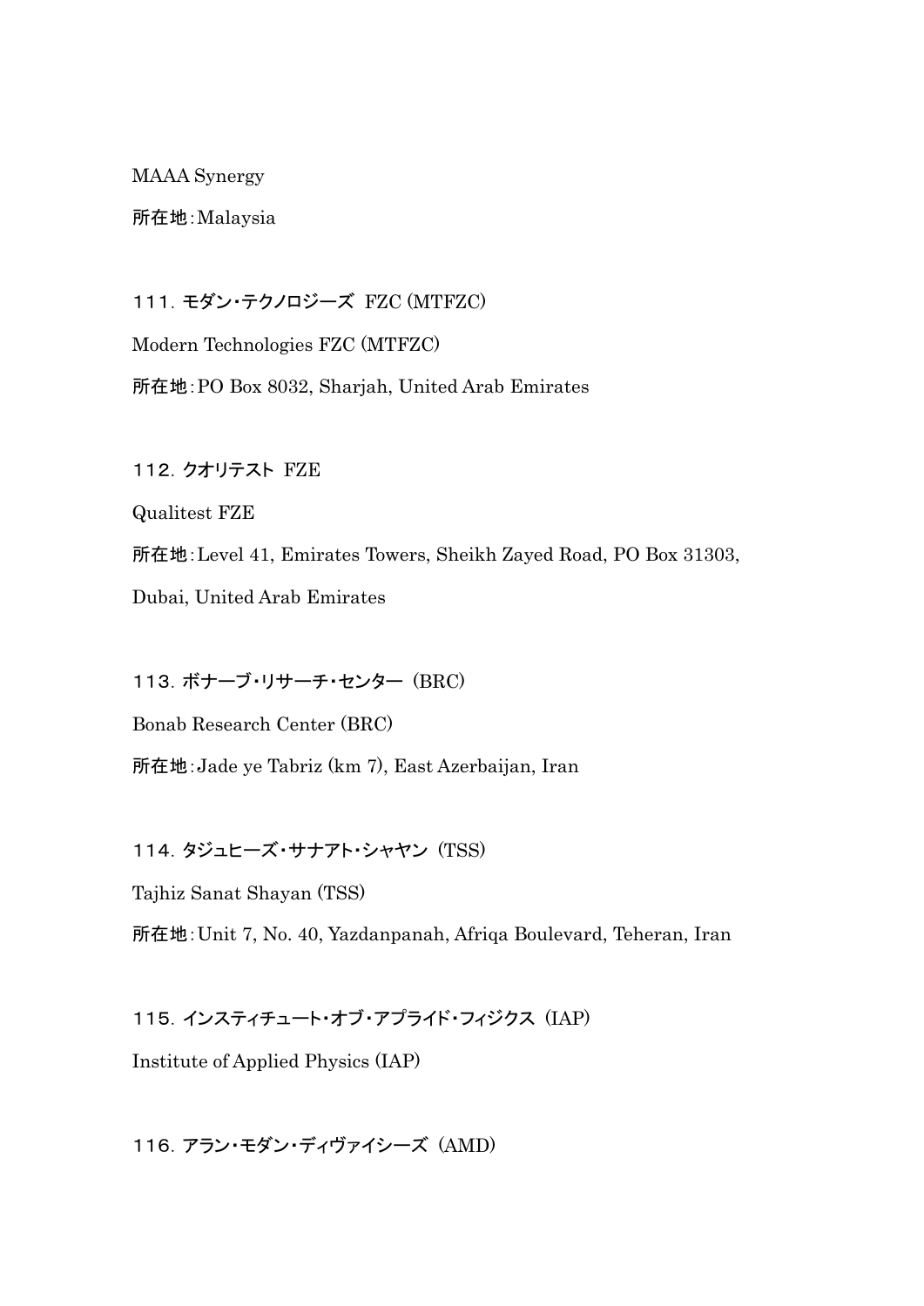MAAA Synergy

所在地:Malaysia

１１１．モダン・テクノロジーズ FZC (MTFZC)

Modern Technologies FZC (MTFZC)

所在地:PO Box 8032, Sharjah, United Arab Emirates

１１２．クオリテスト FZE

Qualitest FZE

所在地:Level 41, Emirates Towers, Sheikh Zayed Road, PO Box 31303, Dubai, United Arab Emirates

１１３．ボナーブ・リサーチ・センター (BRC)

Bonab Research Center (BRC)

所在地:Jade ye Tabriz (km 7), East Azerbaijan, Iran

１１４．タジュヒーズ・サナアト・シャヤン (TSS)

Tajhiz Sanat Shayan (TSS)

所在地:Unit 7, No. 40, Yazdanpanah, Afriqa Boulevard, Teheran, Iran

１１５．インスティチュート・オブ・アプライド・フィジクス (IAP)

Institute of Applied Physics (IAP)

１１６．アラン・モダン・ディヴァイシーズ (AMD)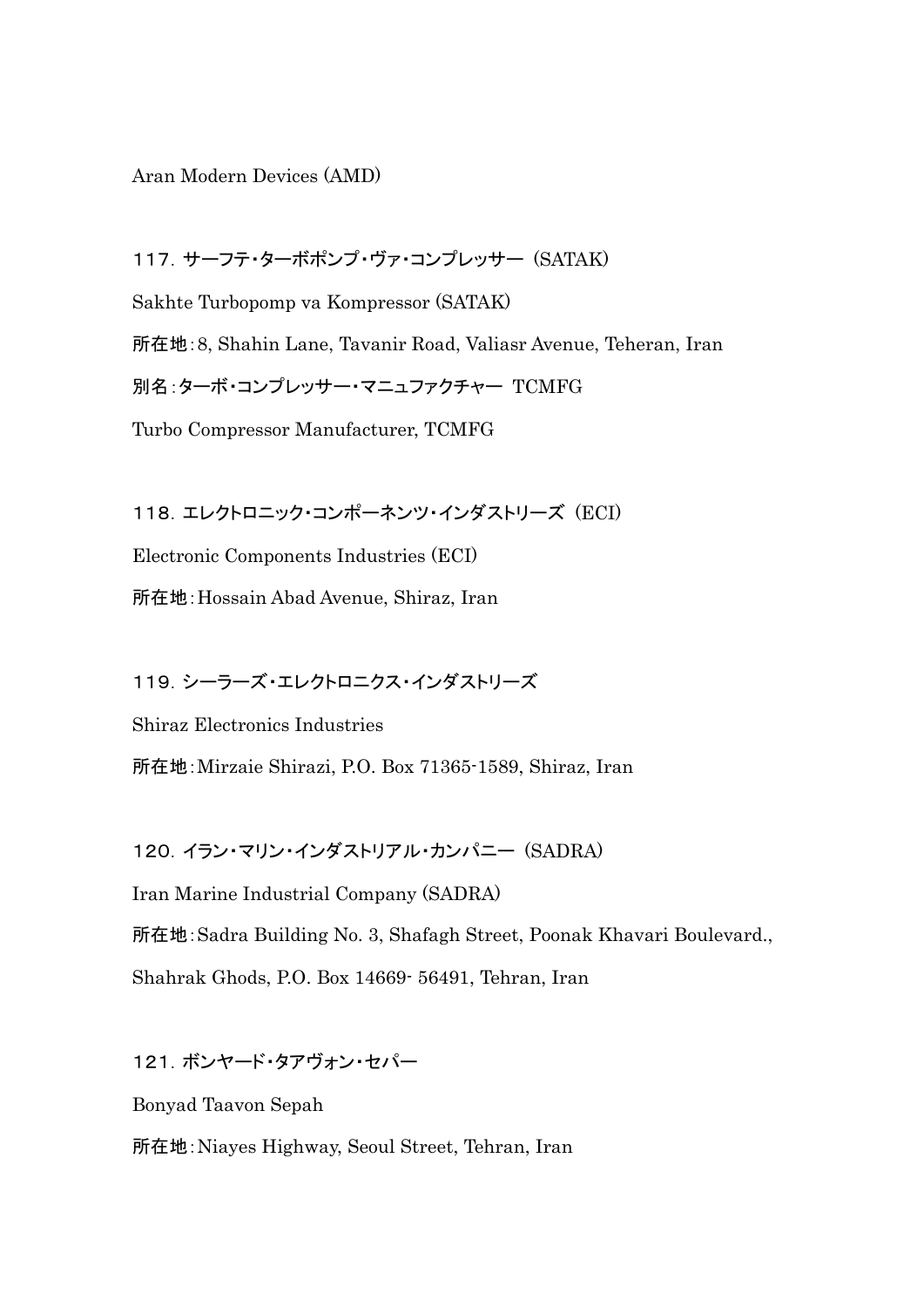Aran Modern Devices (AMD)

117. サーフテ・ターボポンプ・ヴァ・コンプレッサー (SATAK)

Sakhte Turbopomp va Kompressor (SATAK)

所在地:8, Shahin Lane, Tavanir Road, Valiasr Avenue, Teheran, Iran

別名:ターボ・コンプレッサー・マニュファクチャー TCMFG

Turbo Compressor Manufacturer, TCMFG

118. エレクトロニック・コンポーネンツ・インダストリーズ (ECI)

Electronic Components Industries (ECI)

所在地:Hossain Abad Avenue, Shiraz, Iran

119. シーラーズ・エレクトロニクス・インダストリーズ

Shiraz Electronics Industries

所在地:Mirzaie Shirazi, P.O. Box 71365-1589, Shiraz, Iran

120. イラン・マリン・インダストリアル・カンパニー (SADRA)

Iran Marine Industrial Company (SADRA)

所在地:Sadra Building No. 3, Shafagh Street, Poonak Khavari Boulevard., Shahrak Ghods, P.O. Box 14669- 56491, Tehran, Iran

121. ボンヤード・タアヴォン・セパー

Bonyad Taavon Sepah

所在地:Niayes Highway, Seoul Street, Tehran, Iran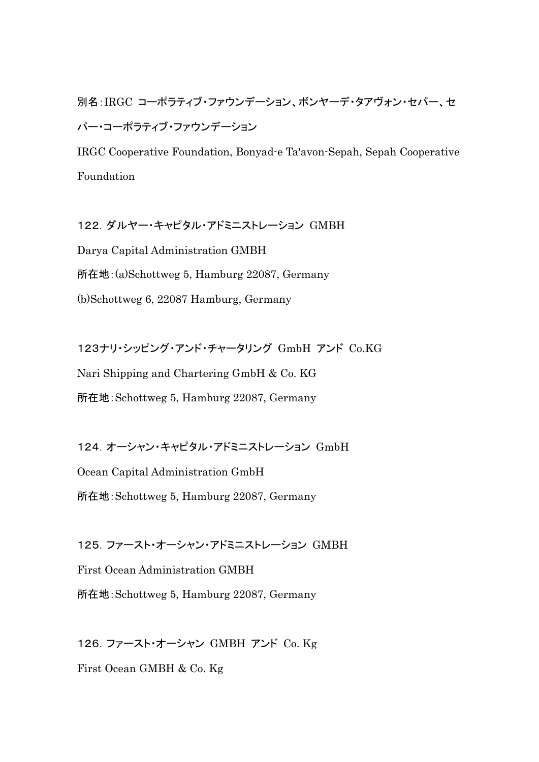別名：IRGC コーポラティブ・ファウンデーション、ボンヤーデ・タアヴォン・セパー、セパー・コーポラティブ・ファウンデーション

IRGC Cooperative Foundation, Bonyad-e Ta'avon-Sepah, Sepah Cooperative Foundation

122. ダルヤー・キャピタル・アドミニストレーション GMBH

Darya Capital Administration GMBH

所在地：(a)Schottweg 5, Hamburg 22087, Germany

(b)Schottweg 6, 22087 Hamburg, Germany

123ナリ・シッピング・アンド・チャータリング GmbH アンド Co.KG

Nari Shipping and Chartering GmbH & Co. KG

所在地：Schottweg 5, Hamburg 22087, Germany

124. オーシャン・キャピタル・アドミニストレーション GmbH

Ocean Capital Administration GmbH

所在地：Schottweg 5, Hamburg 22087, Germany

125. ファースト・オーシャン・アドミニストレーション GMBH

First Ocean Administration GMBH

所在地：Schottweg 5, Hamburg 22087, Germany

126. ファースト・オーシャン GMBH アンド Co. Kg

First Ocean GMBH & Co. Kg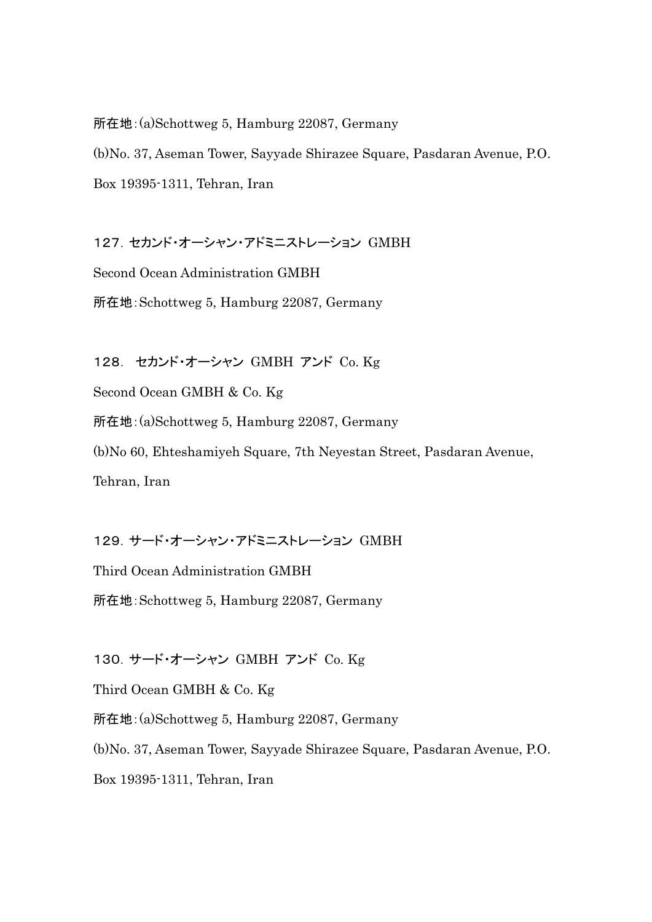所在地：(a)Schottweg 5, Hamburg 22087, Germany

(b)No. 37, Aseman Tower, Sayyade Shirazee Square, Pasdaran Avenue, P.O. Box 19395-1311, Tehran, Iran

127. セカンド・オーシャン・アドミニストレーション GMBH

Second Ocean Administration GMBH

所在地：Schottweg 5, Hamburg 22087, Germany

128. セカンド・オーシャン GMBH アンド Co. Kg

Second Ocean GMBH & Co. Kg

所在地：(a)Schottweg 5, Hamburg 22087, Germany

(b)No 60, Ehteshamiyeh Square, 7th Neyestan Street, Pasdaran Avenue, Tehran, Iran

129. サード・オーシャン・アドミニストレーション GMBH

Third Ocean Administration GMBH

所在地：Schottweg 5, Hamburg 22087, Germany

130. サード・オーシャン GMBH アンド Co. Kg

Third Ocean GMBH & Co. Kg

所在地：(a)Schottweg 5, Hamburg 22087, Germany

(b)No. 37, Aseman Tower, Sayyade Shirazee Square, Pasdaran Avenue, P.O. Box 19395-1311, Tehran, Iran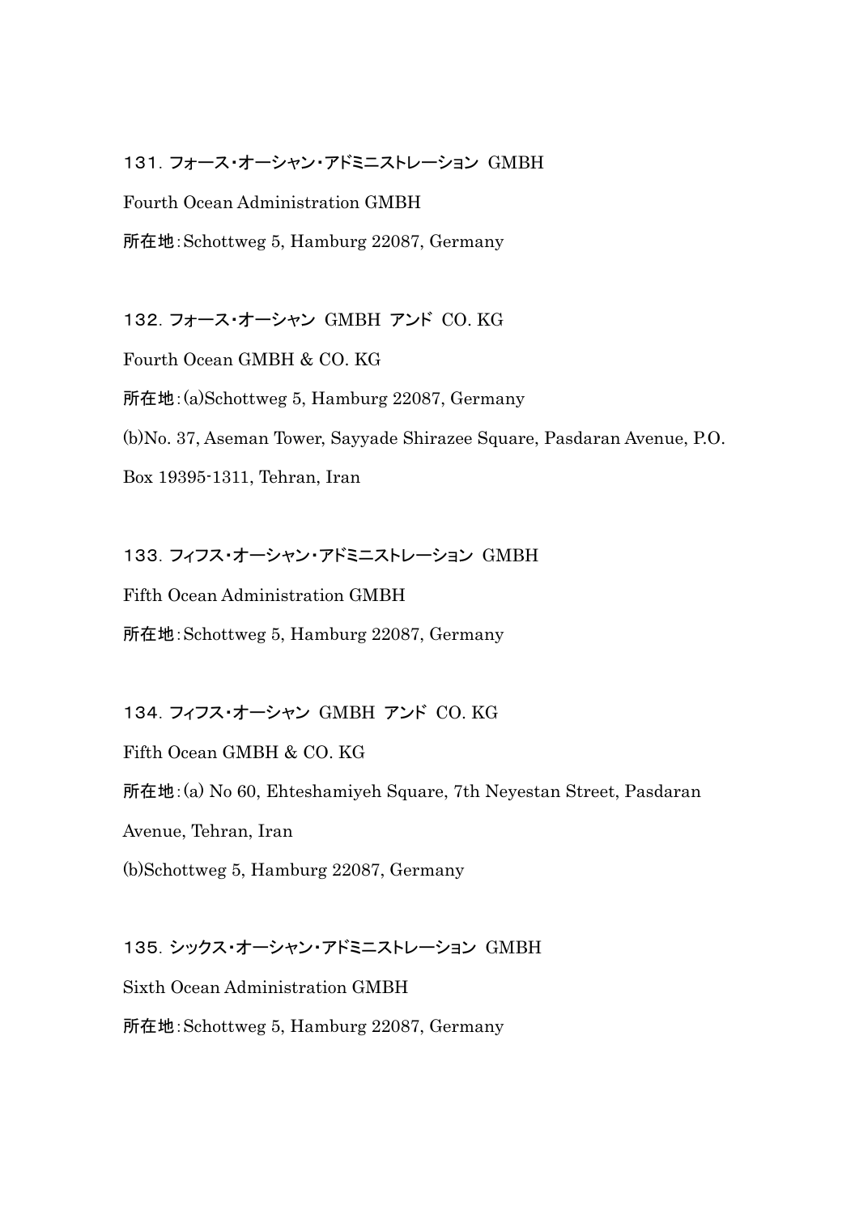131. フォース・オーシャン・アドミニストレーション GMBH

Fourth Ocean Administration GMBH

所在地：Schottweg 5, Hamburg 22087, Germany

132. フォース・オーシャン GMBH アンド CO. KG

Fourth Ocean GMBH & CO. KG

所在地：(a)Schottweg 5, Hamburg 22087, Germany

(b)No. 37, Aseman Tower, Sayyade Shirazee Square, Pasdaran Avenue, P.O. Box 19395-1311, Tehran, Iran

133. フィフス・オーシャン・アドミニストレーション GMBH

Fifth Ocean Administration GMBH

所在地：Schottweg 5, Hamburg 22087, Germany

134. フィフス・オーシャン GMBH アンド CO. KG

Fifth Ocean GMBH & CO. KG

所在地：(a) No 60, Ehteshamiyeh Square, 7th Neyestan Street, Pasdaran Avenue, Tehran, Iran

(b)Schottweg 5, Hamburg 22087, Germany

135. シックス・オーシャン・アドミニストレーション GMBH

Sixth Ocean Administration GMBH

所在地：Schottweg 5, Hamburg 22087, Germany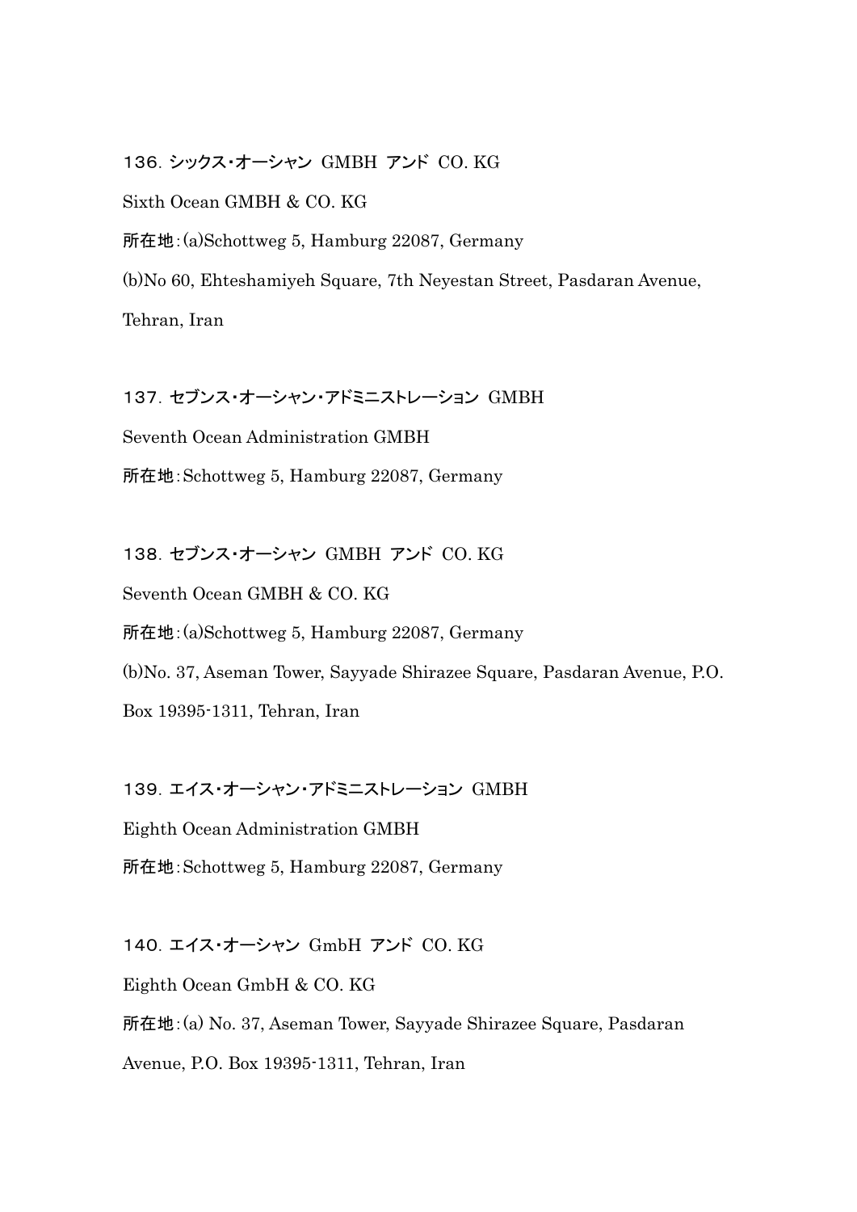136. シックス・オーシャン GMBH アンド CO. KG

Sixth Ocean GMBH & CO. KG

所在地:(a)Schottweg 5, Hamburg 22087, Germany

(b)No 60, Ehteshamiyeh Square, 7th Neyestan Street, Pasdaran Avenue, Tehran, Iran

137. セブンス・オーシャン・アドミニストレーション GMBH

Seventh Ocean Administration GMBH

所在地:Schottweg 5, Hamburg 22087, Germany

138. セブンス・オーシャン GMBH アンド CO. KG

Seventh Ocean GMBH & CO. KG

所在地:(a)Schottweg 5, Hamburg 22087, Germany

(b)No. 37, Aseman Tower, Sayyade Shirazee Square, Pasdaran Avenue, P.O. Box 19395-1311, Tehran, Iran

139. エイス・オーシャン・アドミニストレーション GMBH

Eighth Ocean Administration GMBH

所在地:Schottweg 5, Hamburg 22087, Germany

140. エイス・オーシャン GmbH アンド CO. KG

Eighth Ocean GmbH & CO. KG

所在地:(a) No. 37, Aseman Tower, Sayyade Shirazee Square, Pasdaran Avenue, P.O. Box 19395-1311, Tehran, Iran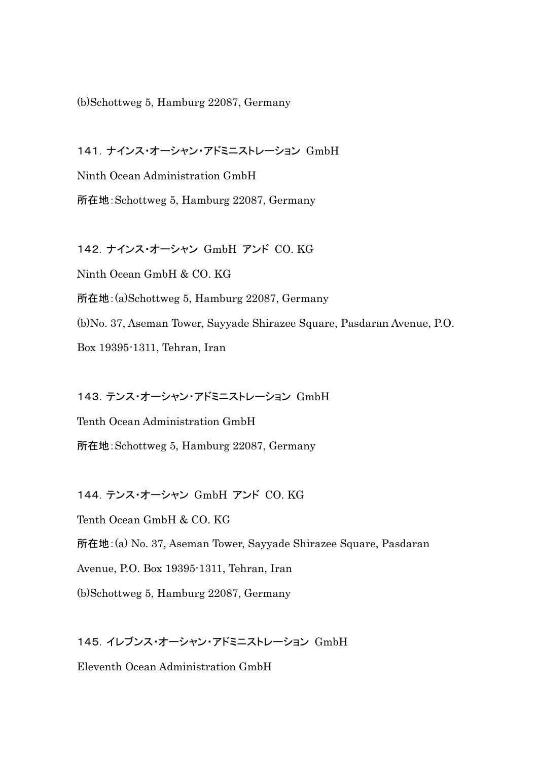(b)Schottweg 5, Hamburg 22087, Germany

141. ナインス・オーシャン・アドミニストレーション GmbH

Ninth Ocean Administration GmbH

所在地：Schottweg 5, Hamburg 22087, Germany

142. ナインス・オーシャン GmbH アンド CO. KG

Ninth Ocean GmbH & CO. KG

所在地：(a)Schottweg 5, Hamburg 22087, Germany

(b)No. 37, Aseman Tower, Sayyade Shirazee Square, Pasdaran Avenue, P.O. Box 19395-1311, Tehran, Iran

143. テンス・オーシャン・アドミニストレーション GmbH

Tenth Ocean Administration GmbH

所在地：Schottweg 5, Hamburg 22087, Germany

144. テンス・オーシャン GmbH アンド CO. KG

Tenth Ocean GmbH & CO. KG

所在地：(a) No. 37, Aseman Tower, Sayyade Shirazee Square, Pasdaran Avenue, P.O. Box 19395-1311, Tehran, Iran

(b)Schottweg 5, Hamburg 22087, Germany

145. イレブンス・オーシャン・アドミニストレーション GmbH

Eleventh Ocean Administration GmbH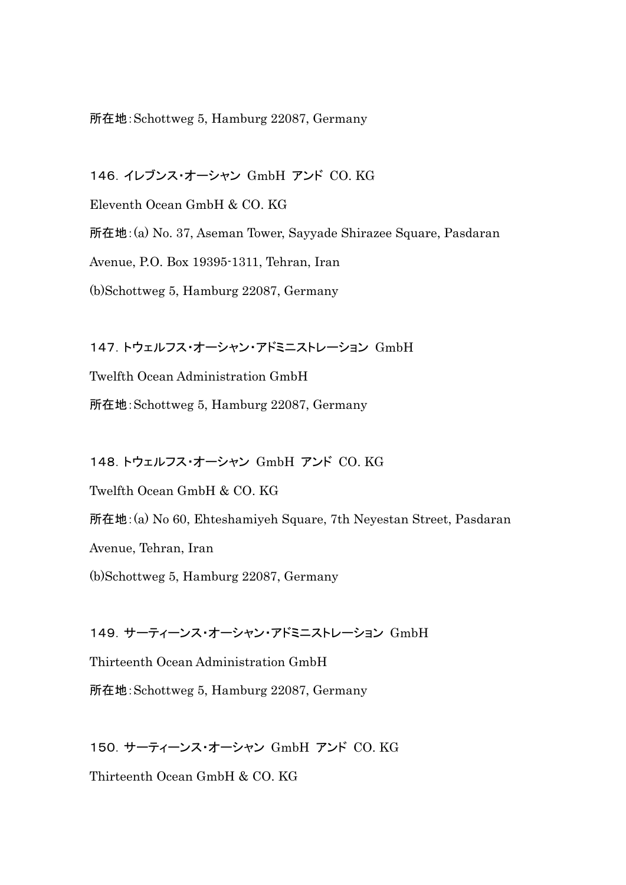所在地：Schottweg 5, Hamburg 22087, Germany

146. イレブンス・オーシャン GmbH アンド CO. KG

Eleventh Ocean GmbH & CO. KG

所在地：(a) No. 37, Aseman Tower, Sayyade Shirazee Square, Pasdaran Avenue, P.O. Box 19395-1311, Tehran, Iran

(b)Schottweg 5, Hamburg 22087, Germany

147. トウェルフス・オーシャン・アドミニストレーション GmbH

Twelfth Ocean Administration GmbH

所在地：Schottweg 5, Hamburg 22087, Germany

148. トウェルフス・オーシャン GmbH アンド CO. KG

Twelfth Ocean GmbH & CO. KG

所在地：(a) No 60, Ehteshamiyeh Square, 7th Neyestan Street, Pasdaran Avenue, Tehran, Iran

(b)Schottweg 5, Hamburg 22087, Germany

149. サーティーンス・オーシャン・アドミニストレーション GmbH

Thirteenth Ocean Administration GmbH

所在地：Schottweg 5, Hamburg 22087, Germany

150. サーティーンス・オーシャン GmbH アンド CO. KG

Thirteenth Ocean GmbH & CO. KG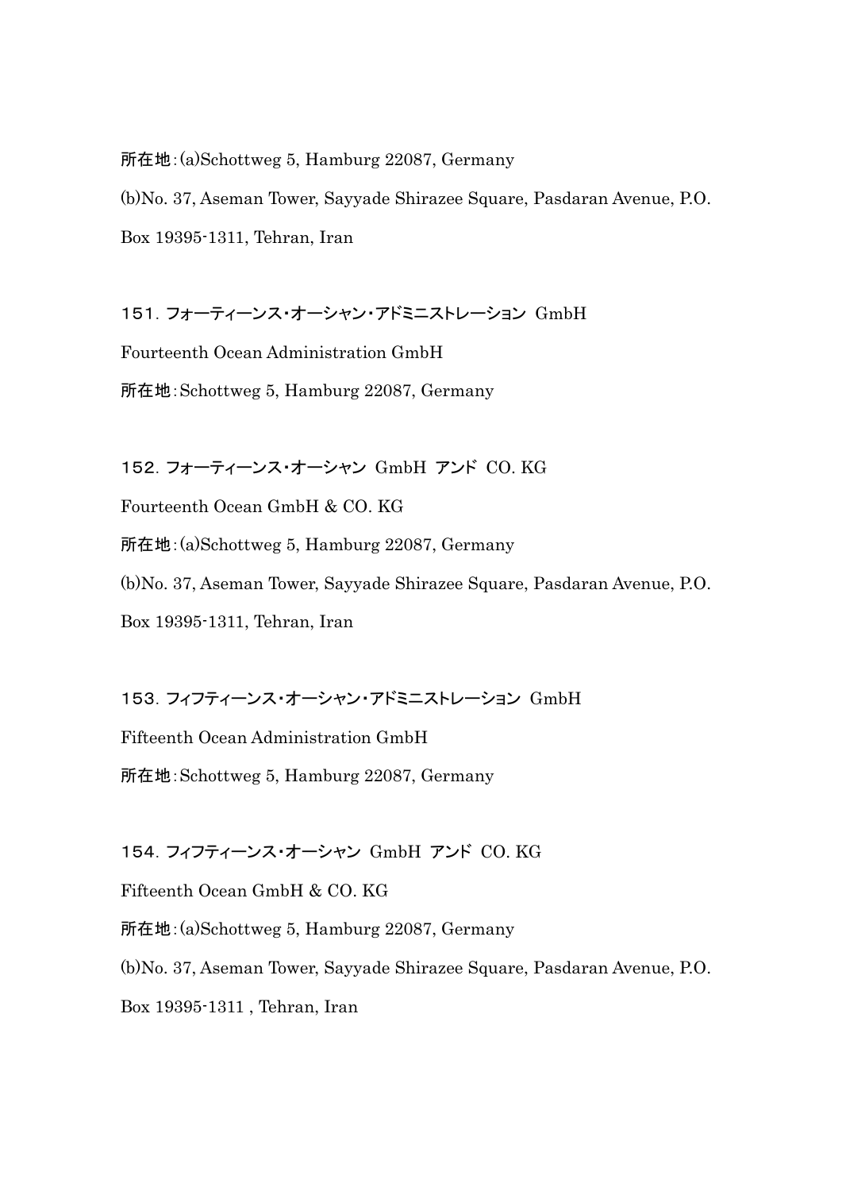所在地：(a)Schottweg 5, Hamburg 22087, Germany

(b)No. 37, Aseman Tower, Sayyade Shirazee Square, Pasdaran Avenue, P.O. Box 19395-1311, Tehran, Iran

151．フォーティーンス・オーシャン・アドミニストレーション GmbH

Fourteenth Ocean Administration GmbH

所在地：Schottweg 5, Hamburg 22087, Germany

152．フォーティーンス・オーシャン GmbH アンド CO. KG

Fourteenth Ocean GmbH & CO. KG

所在地：(a)Schottweg 5, Hamburg 22087, Germany

(b)No. 37, Aseman Tower, Sayyade Shirazee Square, Pasdaran Avenue, P.O. Box 19395-1311, Tehran, Iran

153．フィフティーンス・オーシャン・アドミニストレーション GmbH

Fifteenth Ocean Administration GmbH

所在地：Schottweg 5, Hamburg 22087, Germany

154．フィフティーンス・オーシャン GmbH アンド CO. KG

Fifteenth Ocean GmbH & CO. KG

所在地：(a)Schottweg 5, Hamburg 22087, Germany

(b)No. 37, Aseman Tower, Sayyade Shirazee Square, Pasdaran Avenue, P.O. Box 19395-1311 , Tehran, Iran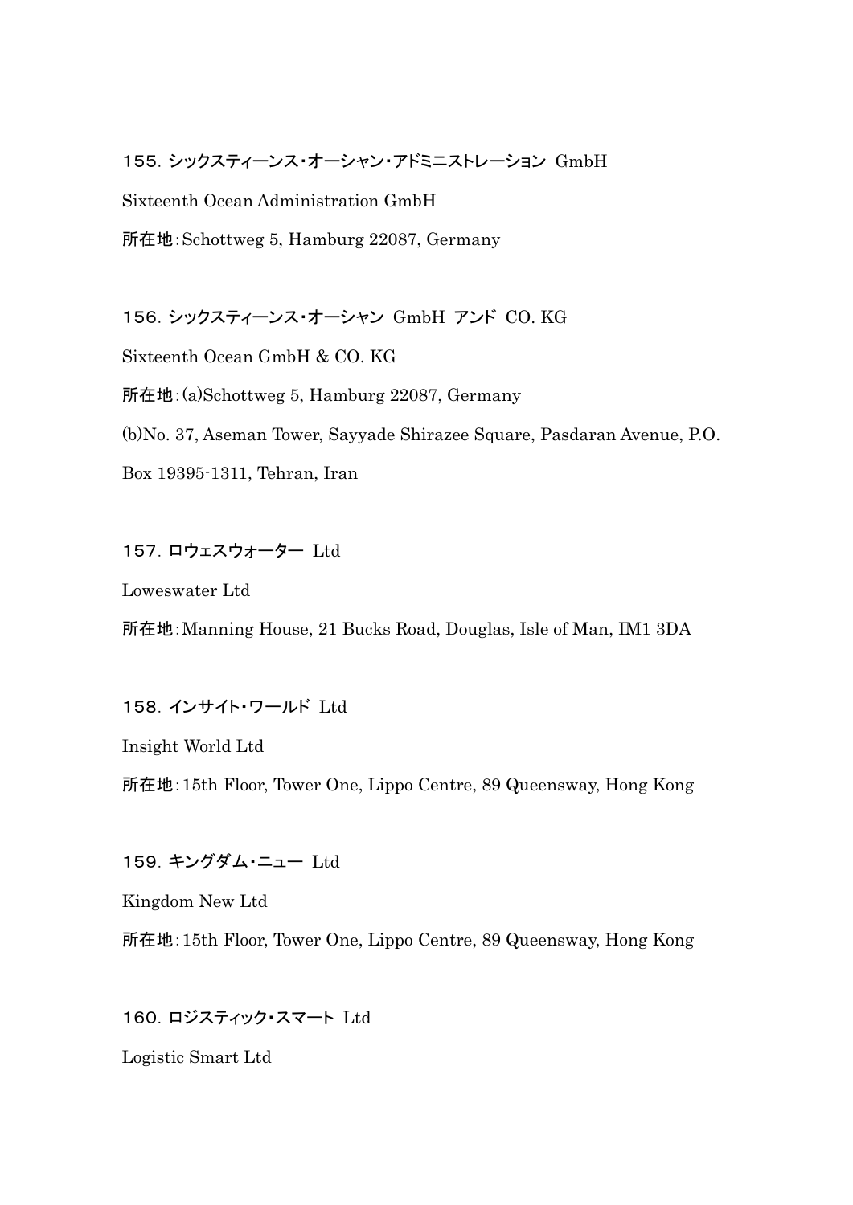155. シックスティーンス・オーシャン・アドミニストレーション GmbH

Sixteenth Ocean Administration GmbH

所在地：Schottweg 5, Hamburg 22087, Germany

156. シックスティーンス・オーシャン GmbH アンド CO. KG

Sixteenth Ocean GmbH & CO. KG

所在地：(a)Schottweg 5, Hamburg 22087, Germany

(b)No. 37, Aseman Tower, Sayyade Shirazee Square, Pasdaran Avenue, P.O. Box 19395-1311, Tehran, Iran

157. ロウェスウォーター Ltd

Loweswater Ltd

所在地：Manning House, 21 Bucks Road, Douglas, Isle of Man, IM1 3DA

158. インサイト・ワールド Ltd

Insight World Ltd

所在地：15th Floor, Tower One, Lippo Centre, 89 Queensway, Hong Kong

159. キングダム・ニュー Ltd

Kingdom New Ltd

所在地：15th Floor, Tower One, Lippo Centre, 89 Queensway, Hong Kong

160. ロジスティック・スマート Ltd

Logistic Smart Ltd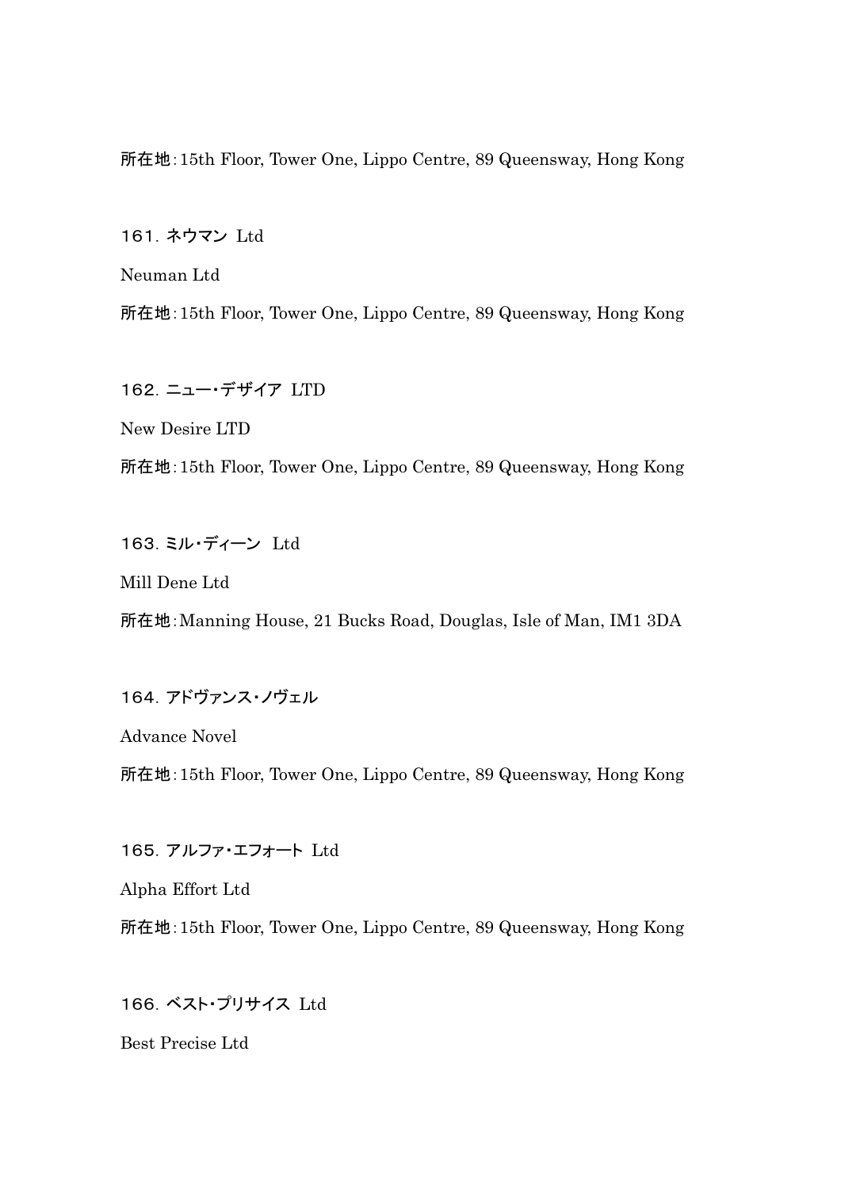所在地：15th Floor, Tower One, Lippo Centre, 89 Queensway, Hong Kong

161．ネウマン Ltd

Neuman Ltd

所在地：15th Floor, Tower One, Lippo Centre, 89 Queensway, Hong Kong

162．ニュー・デザイア LTD

New Desire LTD

所在地：15th Floor, Tower One, Lippo Centre, 89 Queensway, Hong Kong

163．ミル・ディーン Ltd

Mill Dene Ltd

所在地：Manning House, 21 Bucks Road, Douglas, Isle of Man, IM1 3DA

164．アドヴァンス・ノヴェル

Advance Novel

所在地：15th Floor, Tower One, Lippo Centre, 89 Queensway, Hong Kong

165．アルファ・エフォート Ltd

Alpha Effort Ltd

所在地：15th Floor, Tower One, Lippo Centre, 89 Queensway, Hong Kong

166．ベスト・プリサイス Ltd

Best Precise Ltd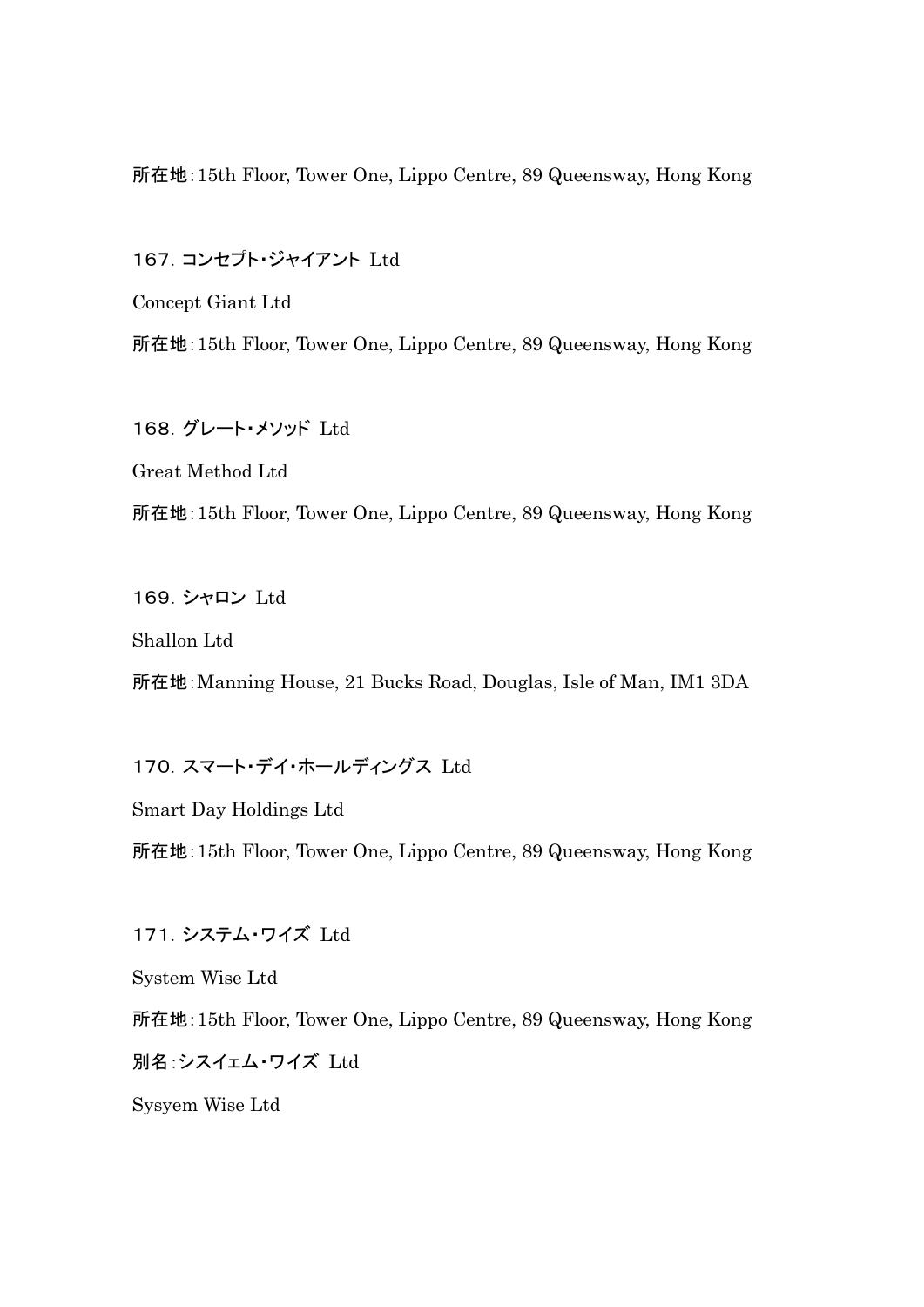所在地：15th Floor, Tower One, Lippo Centre, 89 Queensway, Hong Kong

167．コンセプト・ジャイアント Ltd

Concept Giant Ltd

所在地：15th Floor, Tower One, Lippo Centre, 89 Queensway, Hong Kong

168．グレート・メソッド Ltd

Great Method Ltd

所在地：15th Floor, Tower One, Lippo Centre, 89 Queensway, Hong Kong

169．シャロン Ltd

Shallon Ltd

所在地：Manning House, 21 Bucks Road, Douglas, Isle of Man, IM1 3DA

170．スマート・デイ・ホールディングス Ltd

Smart Day Holdings Ltd

所在地：15th Floor, Tower One, Lippo Centre, 89 Queensway, Hong Kong

171．システム・ワイズ Ltd

System Wise Ltd

所在地：15th Floor, Tower One, Lippo Centre, 89 Queensway, Hong Kong

別名：シスイェム・ワイズ Ltd

Sysyem Wise Ltd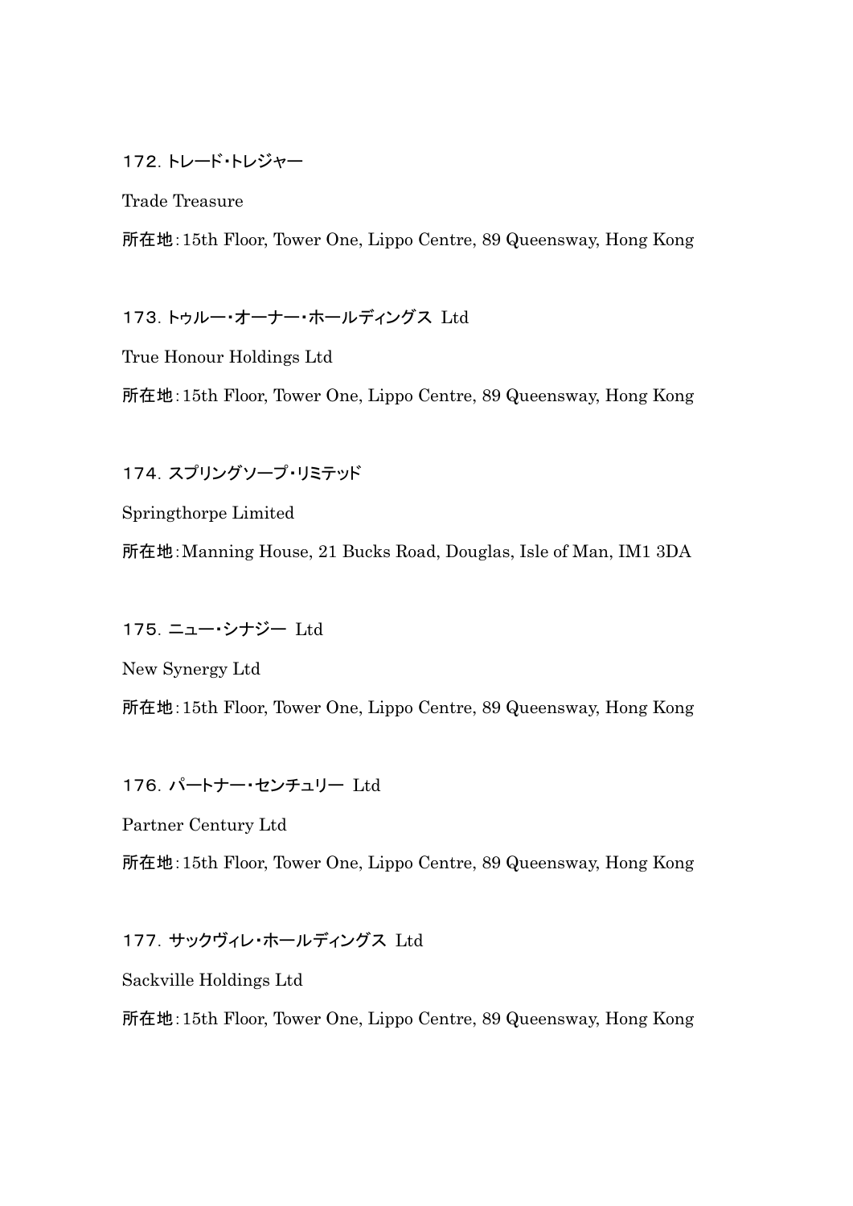172. トレード・トレジャー

Trade Treasure

所在地：15th Floor, Tower One, Lippo Centre, 89 Queensway, Hong Kong

173. トゥルー・オーナー・ホールディングス Ltd

True Honour Holdings Ltd

所在地：15th Floor, Tower One, Lippo Centre, 89 Queensway, Hong Kong

174. スプリングソープ・リミテッド

Springthorpe Limited

所在地：Manning House, 21 Bucks Road, Douglas, Isle of Man, IM1 3DA

175. ニュー・シナジー Ltd

New Synergy Ltd

所在地：15th Floor, Tower One, Lippo Centre, 89 Queensway, Hong Kong

176. パートナー・センチュリー Ltd

Partner Century Ltd

所在地：15th Floor, Tower One, Lippo Centre, 89 Queensway, Hong Kong

177. サックヴィレ・ホールディングス Ltd

Sackville Holdings Ltd

所在地：15th Floor, Tower One, Lippo Centre, 89 Queensway, Hong Kong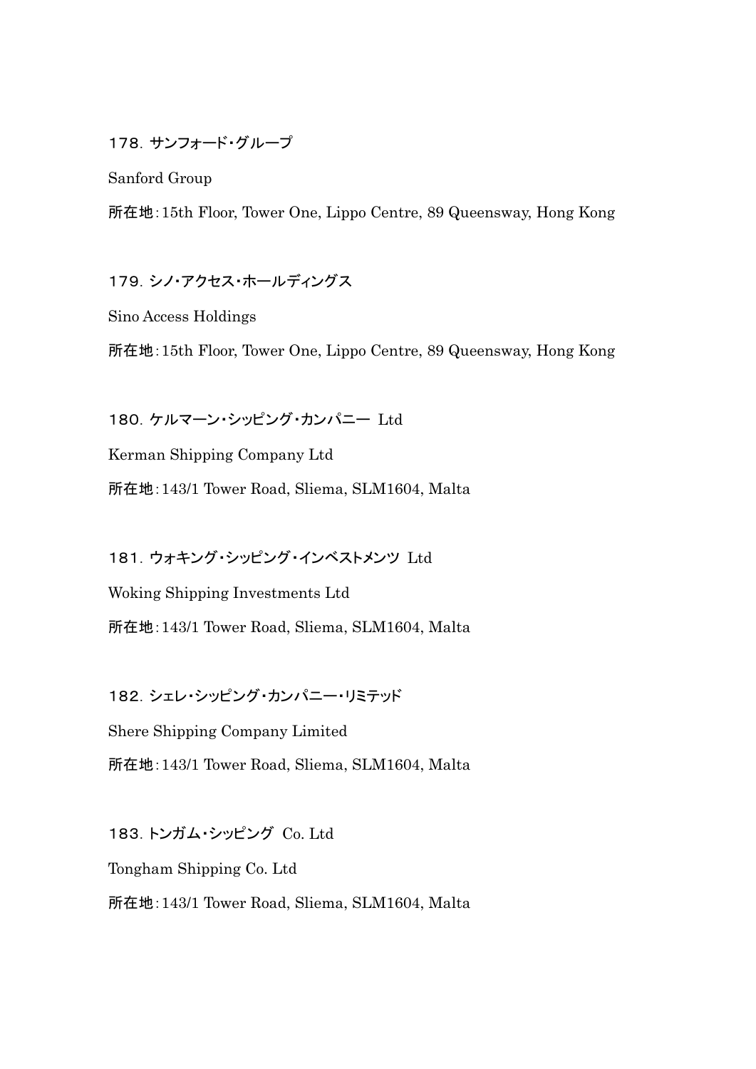178. サンフォード・グループ

Sanford Group

所在地：15th Floor, Tower One, Lippo Centre, 89 Queensway, Hong Kong

179. シノ・アクセス・ホールディングス

Sino Access Holdings

所在地：15th Floor, Tower One, Lippo Centre, 89 Queensway, Hong Kong

180. ケルマーン・シッピング・カンパニー Ltd

Kerman Shipping Company Ltd

所在地：143/1 Tower Road, Sliema, SLM1604, Malta

181. ウォキング・シッピング・インベストメンツ Ltd

Woking Shipping Investments Ltd

所在地：143/1 Tower Road, Sliema, SLM1604, Malta

182. シェレ・シッピング・カンパニー・リミテッド

Shere Shipping Company Limited

所在地：143/1 Tower Road, Sliema, SLM1604, Malta

183. トンガム・シッピング Co. Ltd

Tongham Shipping Co. Ltd

所在地：143/1 Tower Road, Sliema, SLM1604, Malta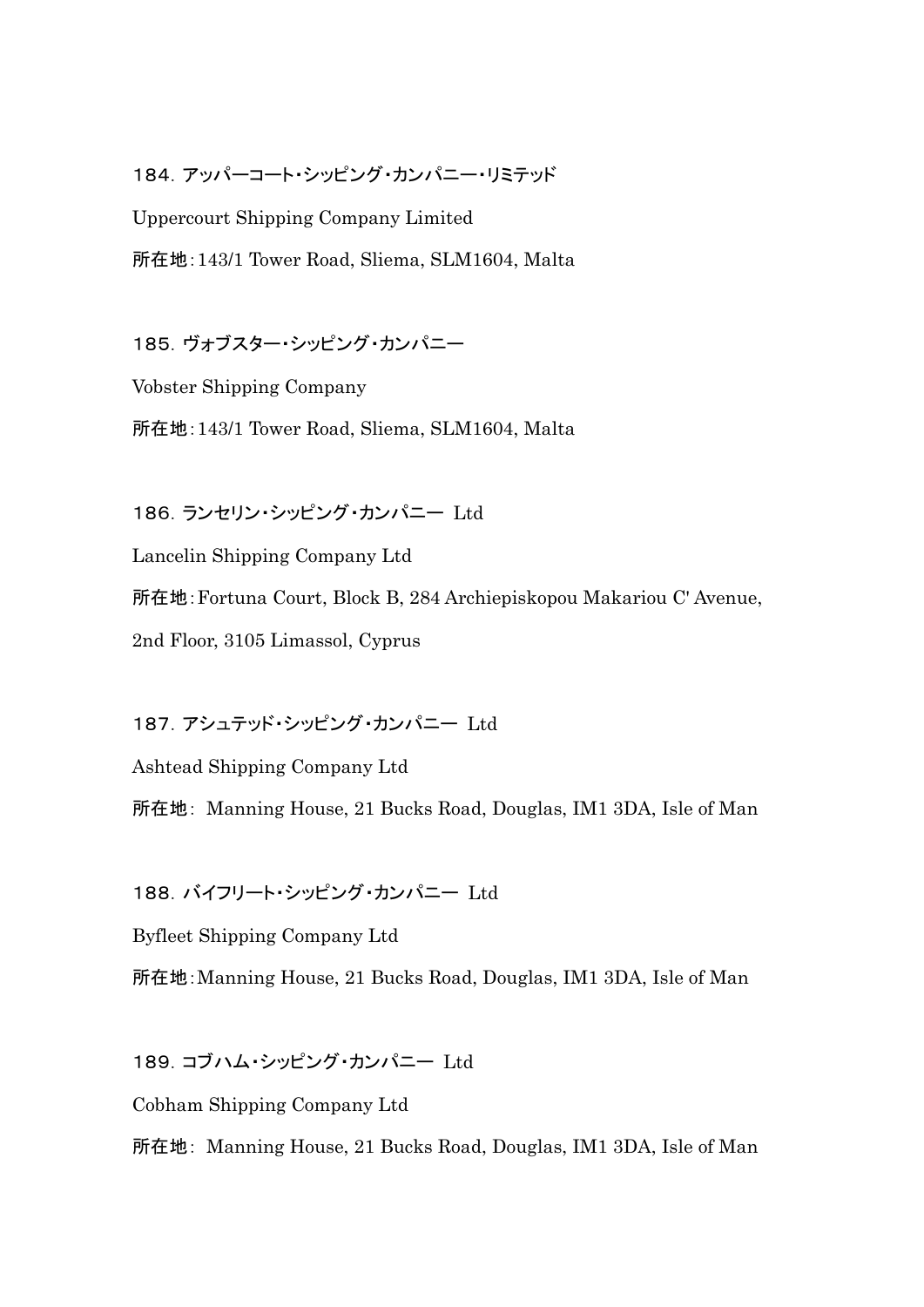１８４. アッパーコート・シッピング・カンパニー・リミテッド

Uppercourt Shipping Company Limited

所在地：143/1 Tower Road, Sliema, SLM1604, Malta

１８５. ヴォブスター・シッピング・カンパニー

Vobster Shipping Company

所在地：143/1 Tower Road, Sliema, SLM1604, Malta

１８６. ランセリン・シッピング・カンパニー Ltd

Lancelin Shipping Company Ltd

所在地：Fortuna Court, Block B, 284 Archiepiskopou Makariou C' Avenue, 2nd Floor, 3105 Limassol, Cyprus

１８７. アシュテッド・シッピング・カンパニー Ltd

Ashtead Shipping Company Ltd

所在地： Manning House, 21 Bucks Road, Douglas, IM1 3DA, Isle of Man

１８８. バイフリート・シッピング・カンパニー Ltd

Byfleet Shipping Company Ltd

所在地：Manning House, 21 Bucks Road, Douglas, IM1 3DA, Isle of Man

１８９. コブハム・シッピング・カンパニー Ltd

Cobham Shipping Company Ltd

所在地： Manning House, 21 Bucks Road, Douglas, IM1 3DA, Isle of Man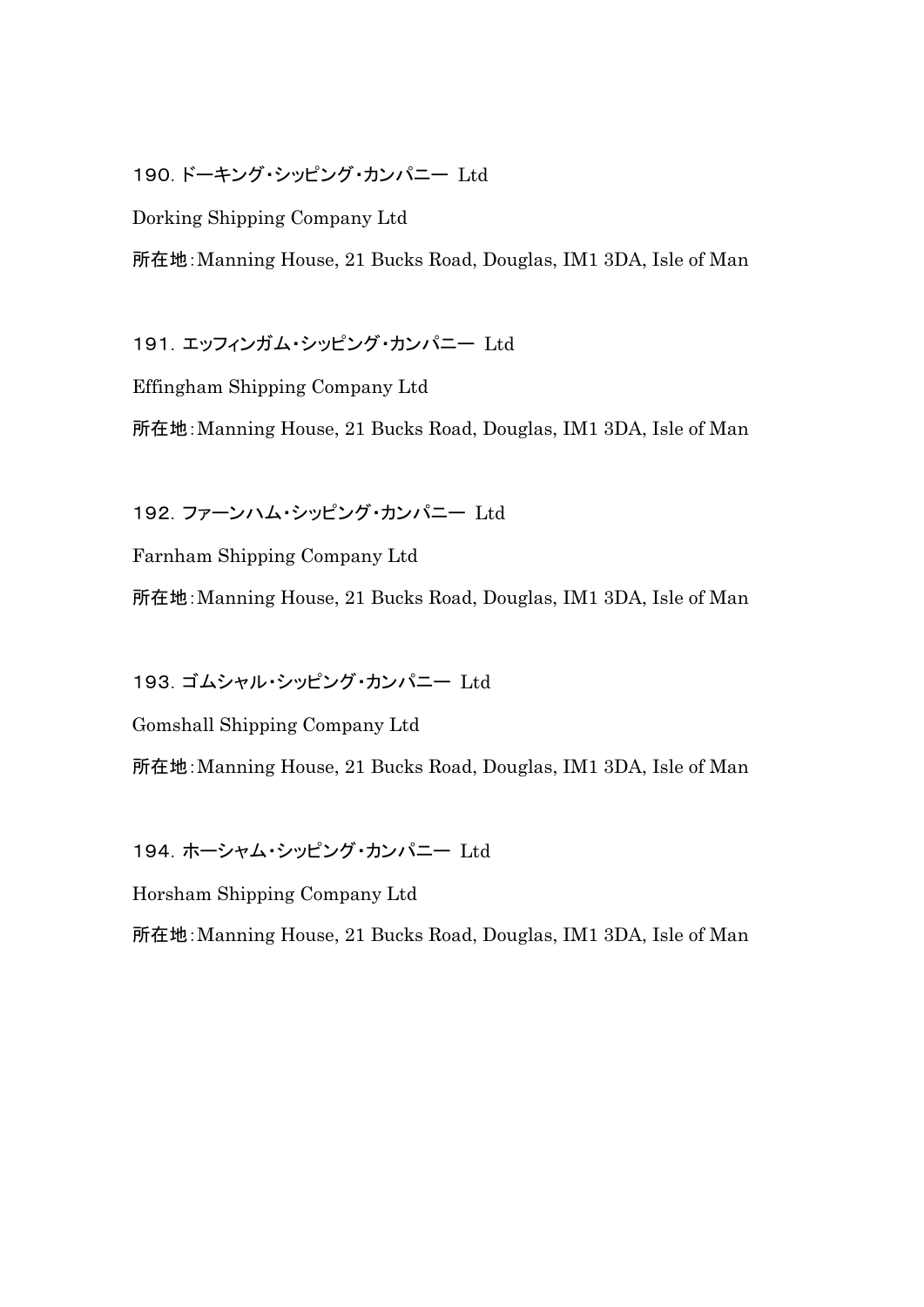190. ドーキング・シッピング・カンパニー Ltd

Dorking Shipping Company Ltd

所在地：Manning House, 21 Bucks Road, Douglas, IM1 3DA, Isle of Man

191. エッフィンガム・シッピング・カンパニー Ltd

Effingham Shipping Company Ltd

所在地：Manning House, 21 Bucks Road, Douglas, IM1 3DA, Isle of Man

192. ファーンハム・シッピング・カンパニー Ltd

Farnham Shipping Company Ltd

所在地：Manning House, 21 Bucks Road, Douglas, IM1 3DA, Isle of Man

193. ゴムシャル・シッピング・カンパニー Ltd

Gomshall Shipping Company Ltd

所在地：Manning House, 21 Bucks Road, Douglas, IM1 3DA, Isle of Man

194. ホーシャム・シッピング・カンパニー Ltd

Horsham Shipping Company Ltd

所在地：Manning House, 21 Bucks Road, Douglas, IM1 3DA, Isle of Man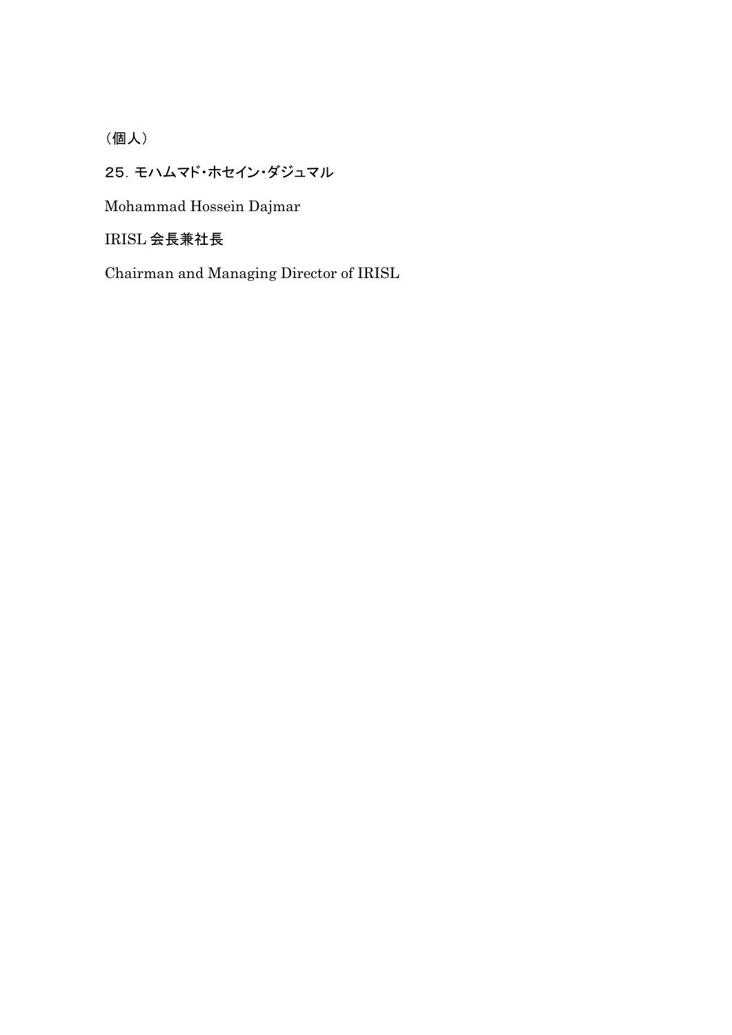（個人）

25．モハムマド・ホセイン・ダジュマル

Mohammad Hossein Dajmar

IRISL 会長兼社長

Chairman and Managing Director of IRISL